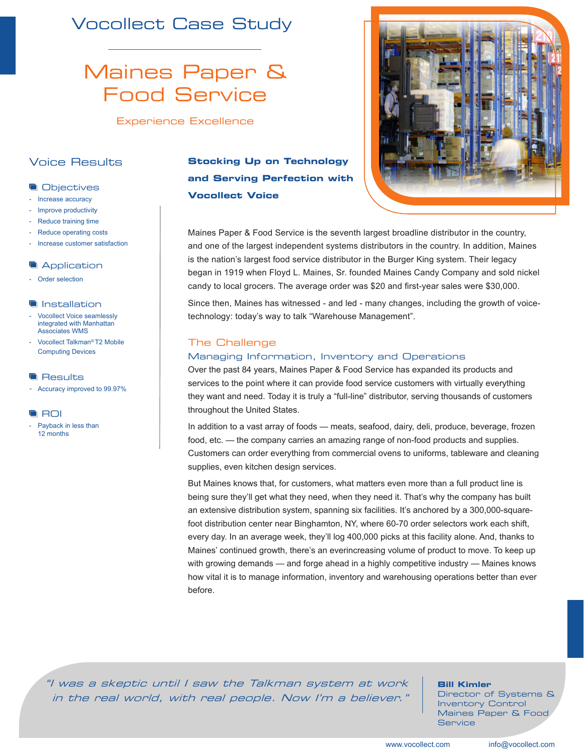# Vocollect Case Study

# Maines Paper & Food Service

Experience Excellence

## Voice Results

### Objectives

- Increase accuracy
- Improve productivity
- Reduce training time
- Reduce operating costs
- Increase customer satisfaction

### Application

- Order selection

### Installation

- Vocollect Voice seamlessly integrated with Manhattan Associates WMS
- Vocollect Talkman® T2 Mobile Computing Devices

### Results

- Accuracy improved to 99.97%

### ROI

- Payback in less than 12 months

## Stocking Up on Technology and Serving Perfection with Vocollect Voice

Maines Paper & Food Service is the seventh largest broadline distributor in the country, and one of the largest independent systems distributors in the country. In addition, Maines is the nation's largest food service distributor in the Burger King system. Their legacy began in 1919 when Floyd L. Maines, Sr. founded Maines Candy Company and sold nickel candy to local grocers. The average order was $20 and first-year sales were $30,000.

Since then, Maines has witnessed - and led - many changes, including the growth of voice-technology: today's way to talk "Warehouse Management".

## The Challenge

### Managing Information, Inventory and Operations

Over the past 84 years, Maines Paper & Food Service has expanded its products and services to the point where it can provide food service customers with virtually everything they want and need. Today it is truly a "full-line" distributor, serving thousands of customers throughout the United States.

In addition to a vast array of foods — meats, seafood, dairy, deli, produce, beverage, frozen food, etc. — the company carries an amazing range of non-food products and supplies. Customers can order everything from commercial ovens to uniforms, tableware and cleaning supplies, even kitchen design services.

But Maines knows that, for customers, what matters even more than a full product line is being sure they'll get what they need, when they need it. That's why the company has built an extensive distribution system, spanning six facilities. It's anchored by a 300,000-square-foot distribution center near Binghamton, NY, where 60-70 order selectors work each shift, every day. In an average week, they'll log 400,000 picks at this facility alone. And, thanks to Maines' continued growth, there's an everincreasing volume of product to move. To keep up with growing demands — and forge ahead in a highly competitive industry — Maines knows how vital it is to manage information, inventory and warehousing operations better than ever before.

> *"I was a skeptic until I saw the Talkman system at work in the real world, with real people. Now I'm a believer."*
>
> **Bill Kimler**
> Director of Systems & Inventory Control
> Maines Paper & Food Service

www.vocollect.com info@vocollect.com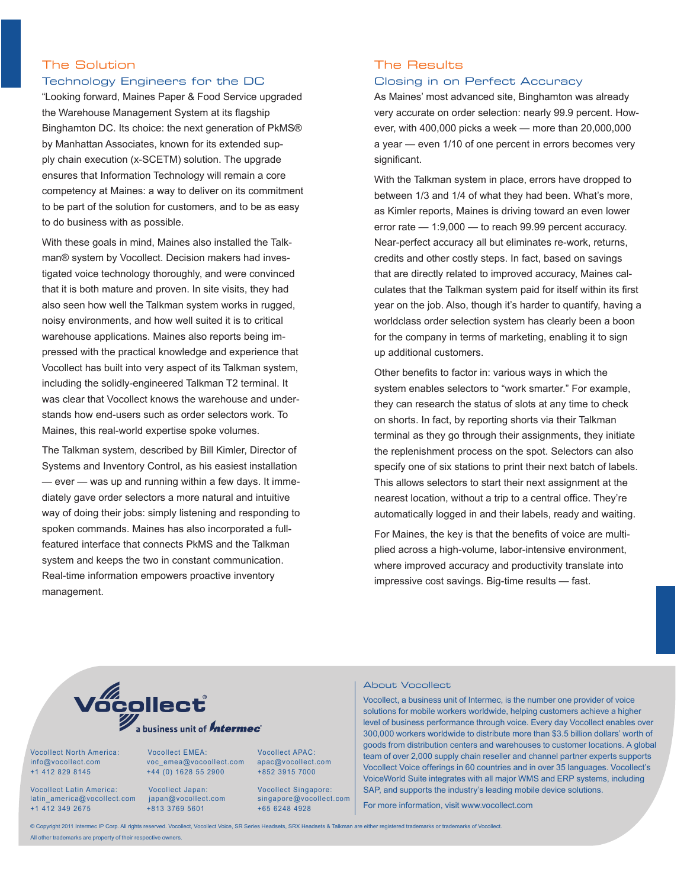## The Solution

### Technology Engineers for the DC

"Looking forward, Maines Paper & Food Service upgraded the Warehouse Management System at its flagship Binghamton DC. Its choice: the next generation of PkMS® by Manhattan Associates, known for its extended supply chain execution (x-SCETM) solution. The upgrade ensures that Information Technology will remain a core competency at Maines: a way to deliver on its commitment to be part of the solution for customers, and to be as easy to do business with as possible.

With these goals in mind, Maines also installed the Talkman® system by Vocollect. Decision makers had investigated voice technology thoroughly, and were convinced that it is both mature and proven. In site visits, they had also seen how well the Talkman system works in rugged, noisy environments, and how well suited it is to critical warehouse applications. Maines also reports being impressed with the practical knowledge and experience that Vocollect has built into very aspect of its Talkman system, including the solidly-engineered Talkman T2 terminal. It was clear that Vocollect knows the warehouse and understands how end-users such as order selectors work. To Maines, this real-world expertise spoke volumes.

The Talkman system, described by Bill Kimler, Director of Systems and Inventory Control, as his easiest installation — ever — was up and running within a few days. It immediately gave order selectors a more natural and intuitive way of doing their jobs: simply listening and responding to spoken commands. Maines has also incorporated a full-featured interface that connects PkMS and the Talkman system and keeps the two in constant communication. Real-time information empowers proactive inventory management.

## The Results

### Closing in on Perfect Accuracy

As Maines' most advanced site, Binghamton was already very accurate on order selection: nearly 99.9 percent. However, with 400,000 picks a week — more than 20,000,000 a year — even 1/10 of one percent in errors becomes very significant.

With the Talkman system in place, errors have dropped to between 1/3 and 1/4 of what they had been. What's more, as Kimler reports, Maines is driving toward an even lower error rate — 1:9,000 — to reach 99.99 percent accuracy. Near-perfect accuracy all but eliminates re-work, returns, credits and other costly steps. In fact, based on savings that are directly related to improved accuracy, Maines calculates that the Talkman system paid for itself within its first year on the job. Also, though it's harder to quantify, having a worldclass order selection system has clearly been a boon for the company in terms of marketing, enabling it to sign up additional customers.

Other benefits to factor in: various ways in which the system enables selectors to "work smarter." For example, they can research the status of slots at any time to check on shorts. In fact, by reporting shorts via their Talkman terminal as they go through their assignments, they initiate the replenishment process on the spot. Selectors can also specify one of six stations to print their next batch of labels. This allows selectors to start their next assignment at the nearest location, without a trip to a central office. They're automatically logged in and their labels, ready and waiting.

For Maines, the key is that the benefits of voice are multiplied across a high-volume, labor-intensive environment, where improved accuracy and productivity translate into impressive cost savings. Big-time results — fast.

---

Vocollect®
a business unit of Intermec

Vocollect North America:
info@vocollect.com
+1 412 829 8145

Vocollect EMEA:
voc_emea@vocoollect.com
+44 (0) 1628 55 2900

Vocollect APAC:
apac@vocollect.com
+852 3915 7000

Vocollect Latin America:
latin_america@vocollect.com
+1 412 349 2675

Vocollect Japan:
japan@vocollect.com
+813 3769 5601

Vocollect Singapore:
singapore@vocollect.com
+65 6248 4928

### About Vocollect

Vocollect, a business unit of Intermec, is the number one provider of voice solutions for mobile workers worldwide, helping customers achieve a higher level of business performance through voice. Every day Vocollect enables over 300,000 workers worldwide to distribute more than $3.5 billion dollars' worth of goods from distribution centers and warehouses to customer locations. A global team of over 2,000 supply chain reseller and channel partner experts supports Vocollect Voice offerings in 60 countries and in over 35 languages. Vocollect's VoiceWorld Suite integrates with all major WMS and ERP systems, including SAP, and supports the industry's leading mobile device solutions.

For more information, visit www.vocollect.com

© Copyright 2011 Intermec IP Corp. All rights reserved. Vocollect, Vocollect Voice, SR Series Headsets, SRX Headsets & Talkman are either registered trademarks or trademarks of Vocollect.
All other trademarks are property of their respective owners.